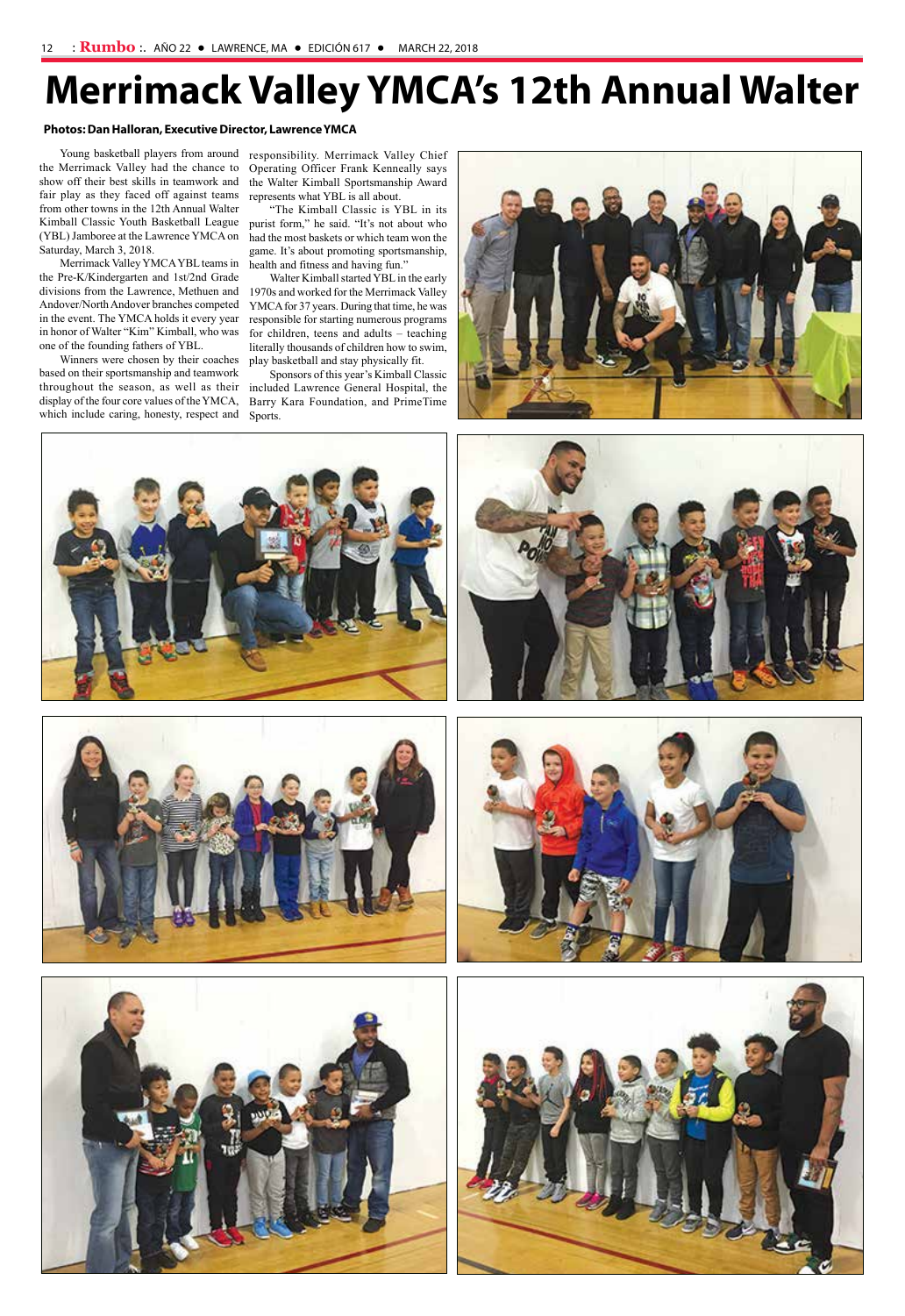# Merrimack Valley YMCA's 12th Annual Walter

**Photos: Dan Halloran, Executive Director, Lawrence YMCA**

Young basketball players from around the Merrimack Valley had the chance to show off their best skills in teamwork and fair play as they faced off against teams from other towns in the 12th Annual Walter Kimball Classic Youth Basketball League (YBL) Jamboree at the Lawrence YMCA on Saturday, March 3, 2018.

Merrimack Valley YMCA YBL teams in the Pre-K/Kindergarten and 1st/2nd Grade divisions from the Lawrence, Methuen and Andover/North Andover branches competed in the event. The YMCA holds it every year in honor of Walter "Kim" Kimball, who was one of the founding fathers of YBL.

Winners were chosen by their coaches based on their sportsmanship and teamwork throughout the season, as well as their display of the four core values of the YMCA, which include caring, honesty, respect and responsibility. Merrimack Valley Chief Operating Officer Frank Kenneally says the Walter Kimball Sportsmanship Award represents what YBL is all about.

"The Kimball Classic is YBL in its purist form," he said. "It's not about who had the most baskets or which team won the game. It's about promoting sportsmanship, health and fitness and having fun."

Walter Kimball started YBL in the early 1970s and worked for the Merrimack Valley YMCA for 37 years. During that time, he was responsible for starting numerous programs for children, teens and adults – teaching literally thousands of children how to swim, play basketball and stay physically fit.

Sponsors of this year's Kimball Classic included Lawrence General Hospital, the Barry Kara Foundation, and PrimeTime Sports.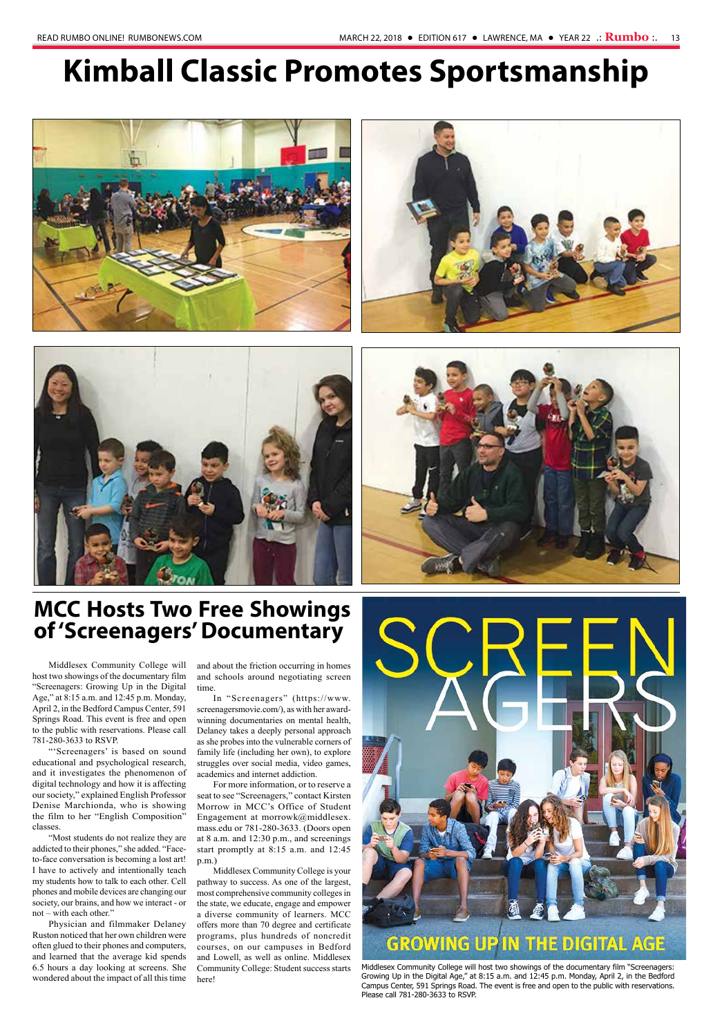# Kimball Classic Promotes Sportsmanship

## MCC Hosts Two Free Showings of 'Screenagers' Documentary

Middlesex Community College will host two showings of the documentary film "Screenagers: Growing Up in the Digital Age," at 8:15 a.m. and 12:45 p.m. Monday, April 2, in the Bedford Campus Center, 591 Springs Road. This event is free and open to the public with reservations. Please call 781-280-3633 to RSVP.

"'Screenagers' is based on sound educational and psychological research, and it investigates the phenomenon of digital technology and how it is affecting our society," explained English Professor Denise Marchionda, who is showing the film to her "English Composition" classes.

"Most students do not realize they are addicted to their phones," she added. "Face-to-face conversation is becoming a lost art! I have to actively and intentionally teach my students how to talk to each other. Cell phones and mobile devices are changing our society, our brains, and how we interact - or not – with each other."

Physician and filmmaker Delaney Ruston noticed that her own children were often glued to their phones and computers, and learned that the average kid spends 6.5 hours a day looking at screens. She wondered about the impact of all this time and about the friction occurring in homes and schools around negotiating screen time.

In "Screenagers" (https://www.screenagersmovie.com/), as with her award-winning documentaries on mental health, Delaney takes a deeply personal approach as she probes into the vulnerable corners of family life (including her own), to explore struggles over social media, video games, academics and internet addiction.

For more information, or to reserve a seat to see "Screenagers," contact Kirsten Morrow in MCC's Office of Student Engagement at morrowk@middlesex.mass.edu or 781-280-3633. (Doors open at 8 a.m. and 12:30 p.m., and screenings start promptly at 8:15 a.m. and 12:45 p.m.)

Middlesex Community College is your pathway to success. As one of the largest, most comprehensive community colleges in the state, we educate, engage and empower a diverse community of learners. MCC offers more than 70 degree and certificate programs, plus hundreds of noncredit courses, on our campuses in Bedford and Lowell, as well as online. Middlesex Community College: Student success starts here!

Middlesex Community College will host two showings of the documentary film "Screenagers: Growing Up in the Digital Age," at 8:15 a.m. and 12:45 p.m. Monday, April 2, in the Bedford Campus Center, 591 Springs Road. The event is free and open to the public with reservations. Please call 781-280-3633 to RSVP.